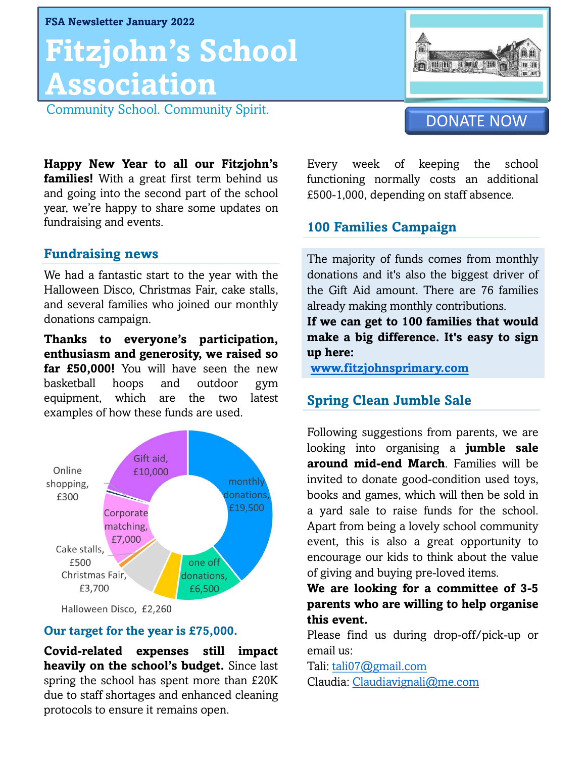FSA Newsletter January 2022

# Fitzjohn's School Association

Community School. Community Spirit.

DONATE NOW

**Happy New Year to all our Fitzjohn's families!** With a great first term behind us and going into the second part of the school year, we're happy to share some updates on fundraising and events.

## Fundraising news

We had a fantastic start to the year with the Halloween Disco, Christmas Fair, cake stalls, and several families who joined our monthly donations campaign.

**Thanks to everyone's participation, enthusiasm and generosity, we raised so far £50,000!** You will have seen the new basketball hoops and outdoor gym equipment, which are the two latest examples of how these funds are used.

| Source | Amount |
|---|---|
| monthly donations | £19,500 |
| one off donations | £6,500 |
| Halloween Disco | £2,260 |
| Christmas Fair | £3,700 |
| Cake stalls | £500 |
| Corporate matching | £7,000 |
| Online shopping | £300 |
| Gift aid | £10,000 |

**Our target for the year is £75,000.**

**Covid-related expenses still impact heavily on the school's budget.** Since last spring the school has spent more than £20K due to staff shortages and enhanced cleaning protocols to ensure it remains open. Every week of keeping the school functioning normally costs an additional £500-1,000, depending on staff absence.

## 100 Families Campaign

The majority of funds comes from monthly donations and it's also the biggest driver of the Gift Aid amount. There are 76 families already making monthly contributions.

**If we can get to 100 families that would make a big difference. It's easy to sign up here:**

www.fitzjohnsprimary.com

## Spring Clean Jumble Sale

Following suggestions from parents, we are looking into organising a **jumble sale around mid-end March**. Families will be invited to donate good-condition used toys, books and games, which will then be sold in a yard sale to raise funds for the school. Apart from being a lovely school community event, this is also a great opportunity to encourage our kids to think about the value of giving and buying pre-loved items.

**We are looking for a committee of 3-5 parents who are willing to help organise this event.**

Please find us during drop-off/pick-up or email us:

Tali: tali07@gmail.com

Claudia: Claudiavignali@me.com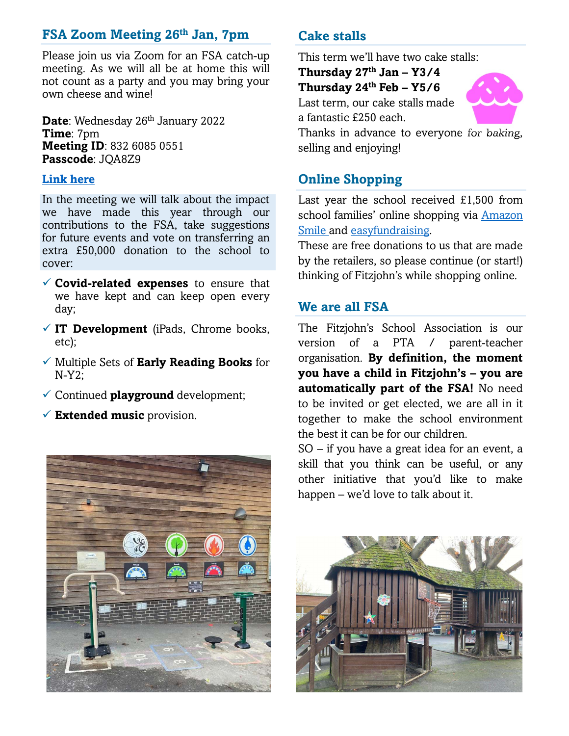## FSA Zoom Meeting 26th Jan, 7pm

Please join us via Zoom for an FSA catch-up meeting. As we will all be at home this will not count as a party and you may bring your own cheese and wine!

**Date**: Wednesday 26th January 2022
**Time**: 7pm
**Meeting ID**: 832 6085 0551
**Passcode**: JQA8Z9

**Link here**

In the meeting we will talk about the impact we have made this year through our contributions to the FSA, take suggestions for future events and vote on transferring an extra £50,000 donation to the school to cover:

- ✓ **Covid-related expenses** to ensure that we have kept and can keep open every day;
- ✓ **IT Development** (iPads, Chrome books, etc);
- ✓ Multiple Sets of **Early Reading Books** for N-Y2;
- ✓ Continued **playground** development;
- ✓ **Extended music** provision.

## Cake stalls

This term we'll have two cake stalls:
**Thursday 27th Jan – Y3/4**
**Thursday 24th Feb – Y5/6**
Last term, our cake stalls made a fantastic £250 each.
Thanks in advance to everyone for baking, selling and enjoying!

## Online Shopping

Last year the school received £1,500 from school families' online shopping via Amazon Smile and easyfundraising.
These are free donations to us that are made by the retailers, so please continue (or start!) thinking of Fitzjohn's while shopping online.

## We are all FSA

The Fitzjohn's School Association is our version of a PTA / parent-teacher organisation. **By definition, the moment you have a child in Fitzjohn's – you are automatically part of the FSA!** No need to be invited or get elected, we are all in it together to make the school environment the best it can be for our children.
SO – if you have a great idea for an event, a skill that you think can be useful, or any other initiative that you'd like to make happen – we'd love to talk about it.